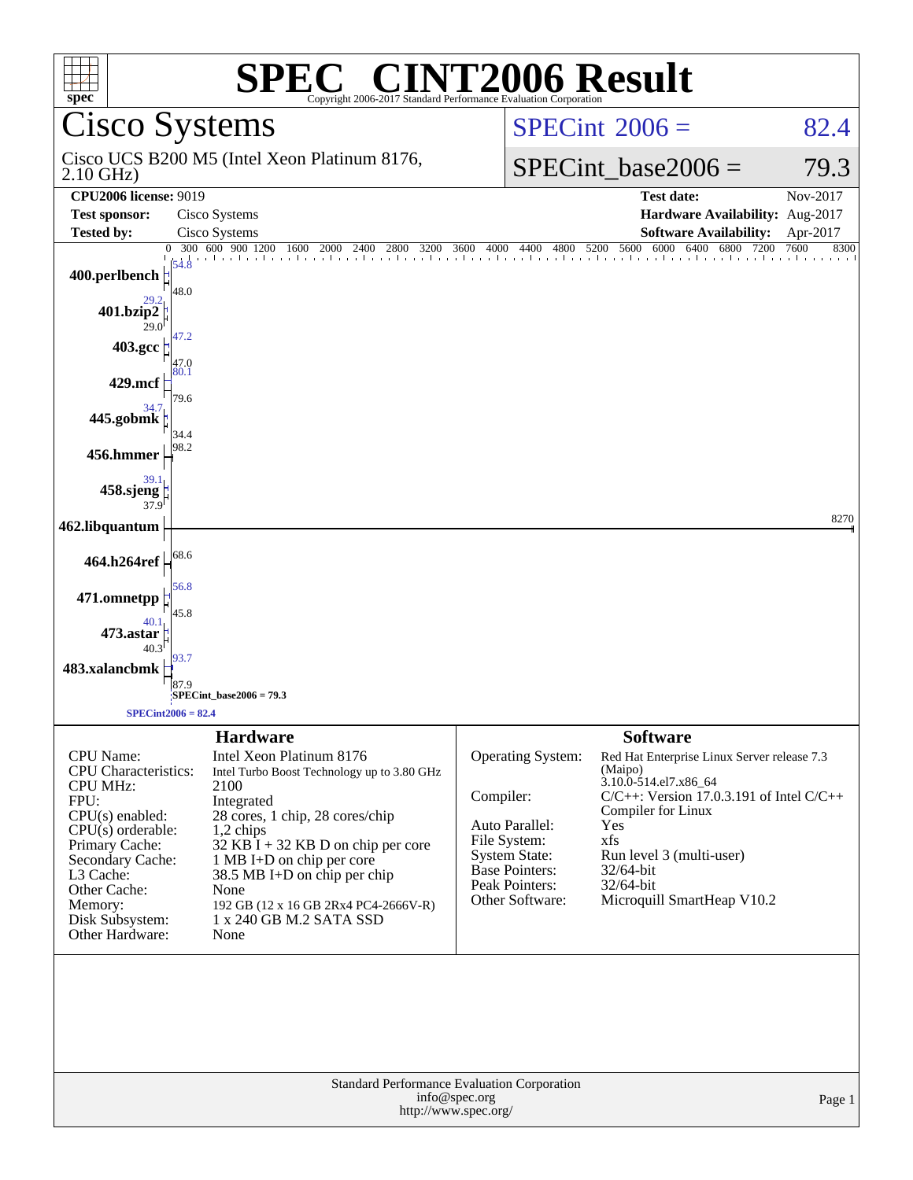# SPEC® CINT2006 Result

Copyright 2006-2017 Standard Performance Evaluation Corporation

## Cisco Systems

Cisco UCS B200 M5 (Intel Xeon Platinum 8176, 2.10 GHz)

SPECint 2006 = 82.4

SPECint_base2006 = 79.3

| | | | |
|---|---|---|---|
| **CPU2006 license:** 9019 | | **Test date:** | Nov-2017 |
| **Test sponsor:** | Cisco Systems | **Hardware Availability:** | Aug-2017 |
| **Tested by:** | Cisco Systems | **Software Availability:** | Apr-2017 |

| Benchmark | Peak | Base |
|---|---|---|
| 400.perlbench | 54.8 | 48.0 |
| 401.bzip2 | 29.2 | 29.0 |
| 403.gcc | 47.2 | 47.0 |
| 429.mcf | 80.1 | 79.6 |
| 445.gobmk | 34.7 | 34.4 |
| 456.hmmer | | 98.2 |
| 458.sjeng | 39.1 | 37.9 |
| 462.libquantum | | 8270 |
| 464.h264ref | | 68.6 |
| 471.omnetpp | 56.8 | 45.8 |
| 473.astar | 40.1 | 40.3 |
| 483.xalancbmk | 93.7 | 87.9 |

SPECint_base2006 = 79.3

SPECint2006 = 82.4

### Hardware

| | |
|---|---|
| CPU Name: | Intel Xeon Platinum 8176 |
| CPU Characteristics: | Intel Turbo Boost Technology up to 3.80 GHz |
| CPU MHz: | 2100 |
| FPU: | Integrated |
| CPU(s) enabled: | 28 cores, 1 chip, 28 cores/chip |
| CPU(s) orderable: | 1,2 chips |
| Primary Cache: | 32 KB I + 32 KB D on chip per core |
| Secondary Cache: | 1 MB I+D on chip per core |
| L3 Cache: | 38.5 MB I+D on chip per chip |
| Other Cache: | None |
| Memory: | 192 GB (12 x 16 GB 2Rx4 PC4-2666V-R) |
| Disk Subsystem: | 1 x 240 GB M.2 SATA SSD |
| Other Hardware: | None |

### Software

| | |
|---|---|
| Operating System: | Red Hat Enterprise Linux Server release 7.3 (Maipo) 3.10.0-514.el7.x86_64 |
| Compiler: | C/C++: Version 17.0.3.191 of Intel C/C++ Compiler for Linux |
| Auto Parallel: | Yes |
| File System: | xfs |
| System State: | Run level 3 (multi-user) |
| Base Pointers: | 32/64-bit |
| Peak Pointers: | 32/64-bit |
| Other Software: | Microquill SmartHeap V10.2 |

Standard Performance Evaluation Corporation
info@spec.org
http://www.spec.org/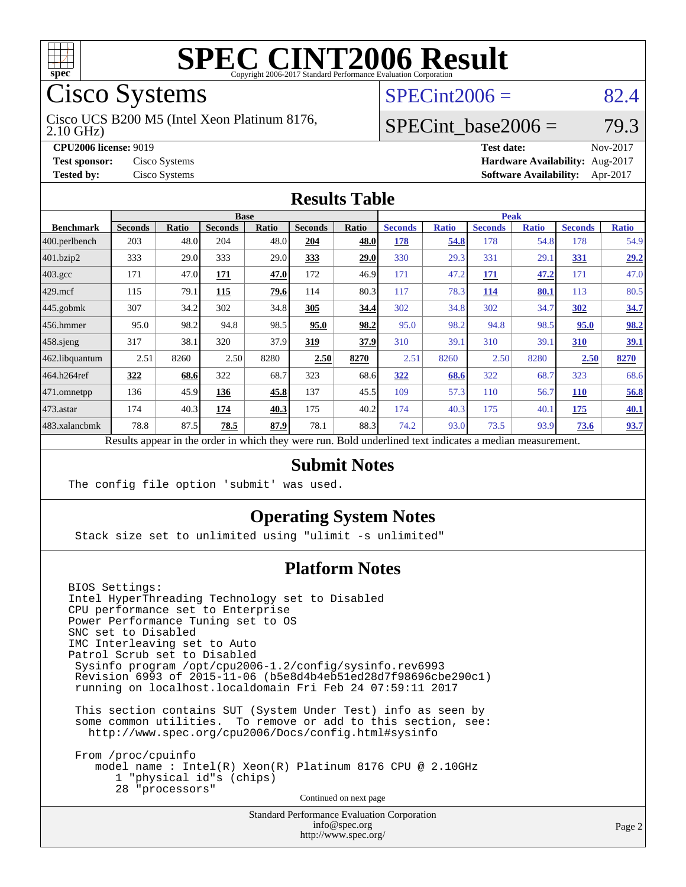# SPEC CINT2006 Result

Copyright 2006-2017 Standard Performance Evaluation Corporation

## Cisco Systems

Cisco UCS B200 M5 (Intel Xeon Platinum 8176, 2.10 GHz)

SPECint2006 = 82.4

SPECint_base2006 = 79.3

**CPU2006 license:** 9019
**Test sponsor:** Cisco Systems
**Tested by:** Cisco Systems

**Test date:** Nov-2017
**Hardware Availability:** Aug-2017
**Software Availability:** Apr-2017

## Results Table

| Benchmark | Base | | | | | | Peak | | | | | |
|---|---|---|---|---|---|---|---|---|---|---|---|---|
| | Seconds | Ratio | Seconds | Ratio | Seconds | Ratio | Seconds | Ratio | Seconds | Ratio | Seconds | Ratio |
| 400.perlbench | 203 | 48.0 | 204 | 48.0 | **204** | **48.0** | **178** | **54.8** | 178 | 54.8 | 178 | 54.9 |
| 401.bzip2 | 333 | 29.0 | 333 | 29.0 | **333** | **29.0** | 330 | 29.3 | 331 | 29.1 | **331** | **29.2** |
| 403.gcc | 171 | 47.0 | **171** | **47.0** | 172 | 46.9 | 171 | 47.2 | **171** | **47.2** | 171 | 47.0 |
| 429.mcf | 115 | 79.1 | **115** | **79.6** | 114 | 80.3 | 117 | 78.3 | **114** | **80.1** | 113 | 80.5 |
| 445.gobmk | 307 | 34.2 | 302 | 34.8 | **305** | **34.4** | 302 | 34.8 | 302 | 34.7 | **302** | **34.7** |
| 456.hmmer | 95.0 | 98.2 | 94.8 | 98.5 | **95.0** | **98.2** | 95.0 | 98.2 | 94.8 | 98.5 | **95.0** | **98.2** |
| 458.sjeng | 317 | 38.1 | 320 | 37.9 | **319** | **37.9** | 310 | 39.1 | 310 | 39.1 | **310** | **39.1** |
| 462.libquantum | 2.51 | 8260 | 2.50 | 8280 | **2.50** | **8270** | 2.51 | 8260 | 2.50 | 8280 | **2.50** | **8270** |
| 464.h264ref | **322** | **68.6** | 322 | 68.7 | 323 | 68.6 | **322** | **68.6** | 322 | 68.7 | 323 | 68.6 |
| 471.omnetpp | 136 | 45.9 | **136** | **45.8** | 137 | 45.5 | 109 | 57.3 | 110 | 56.7 | **110** | **56.8** |
| 473.astar | 174 | 40.3 | **174** | **40.3** | 175 | 40.2 | 174 | 40.3 | 175 | 40.1 | **175** | **40.1** |
| 483.xalancbmk | 78.8 | 87.5 | **78.5** | **87.9** | 78.1 | 88.3 | 74.2 | 93.0 | 73.5 | 93.9 | **73.6** | **93.7** |

Results appear in the order in which they were run. Bold underlined text indicates a median measurement.

## Submit Notes

```
The config file option 'submit' was used.
```

## Operating System Notes

```
Stack size set to unlimited using "ulimit -s unlimited"
```

## Platform Notes

```
BIOS Settings:
Intel HyperThreading Technology set to Disabled
CPU performance set to Enterprise
Power Performance Tuning set to OS
SNC set to Disabled
IMC Interleaving set to Auto
Patrol Scrub set to Disabled
 Sysinfo program /opt/cpu2006-1.2/config/sysinfo.rev6993
 Revision 6993 of 2015-11-06 (b5e8d4b4eb51ed28d7f98696cbe290c1)
 running on localhost.localdomain Fri Feb 24 07:59:11 2017

 This section contains SUT (System Under Test) info as seen by
 some common utilities.  To remove or add to this section, see:
   http://www.spec.org/cpu2006/Docs/config.html#sysinfo

 From /proc/cpuinfo
    model name : Intel(R) Xeon(R) Platinum 8176 CPU @ 2.10GHz
       1 "physical id"s (chips)
       28 "processors"
```

Continued on next page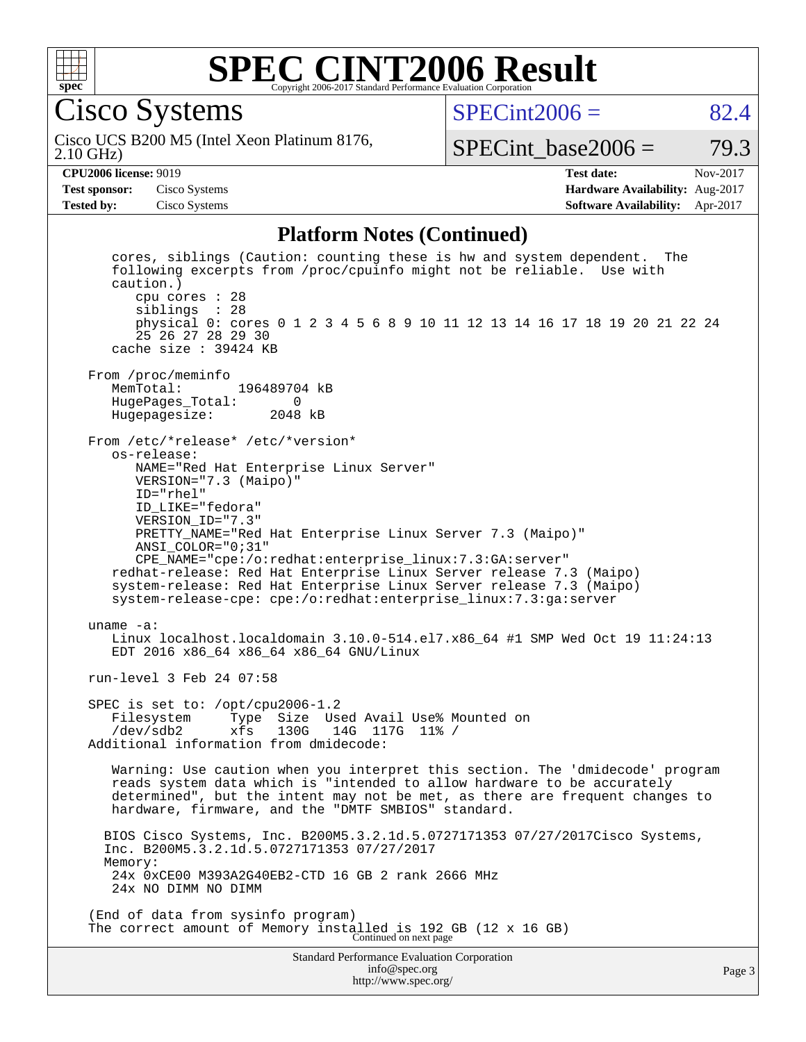# SPEC CINT2006 Result

Copyright 2006-2017 Standard Performance Evaluation Corporation

## Cisco Systems

Cisco UCS B200 M5 (Intel Xeon Platinum 8176, 2.10 GHz)

SPECint2006 = 82.4

SPECint_base2006 = 79.3

| | | | |
|---|---|---|---|
| **CPU2006 license:** 9019 | | **Test date:** | Nov-2017 |
| **Test sponsor:** | Cisco Systems | **Hardware Availability:** | Aug-2017 |
| **Tested by:** | Cisco Systems | **Software Availability:** | Apr-2017 |

### Platform Notes (Continued)

```
    cores, siblings (Caution: counting these is hw and system dependent.  The
    following excerpts from /proc/cpuinfo might not be reliable.  Use with
    caution.)
       cpu cores : 28
       siblings  : 28
       physical 0: cores 0 1 2 3 4 5 6 8 9 10 11 12 13 14 16 17 18 19 20 21 22 24
       25 26 27 28 29 30
    cache size : 39424 KB

 From /proc/meminfo
    MemTotal:       196489704 kB
    HugePages_Total:       0
    Hugepagesize:       2048 kB

 From /etc/*release* /etc/*version*
    os-release:
       NAME="Red Hat Enterprise Linux Server"
       VERSION="7.3 (Maipo)"
       ID="rhel"
       ID_LIKE="fedora"
       VERSION_ID="7.3"
       PRETTY_NAME="Red Hat Enterprise Linux Server 7.3 (Maipo)"
       ANSI_COLOR="0;31"
       CPE_NAME="cpe:/o:redhat:enterprise_linux:7.3:GA:server"
    redhat-release: Red Hat Enterprise Linux Server release 7.3 (Maipo)
    system-release: Red Hat Enterprise Linux Server release 7.3 (Maipo)
    system-release-cpe: cpe:/o:redhat:enterprise_linux:7.3:ga:server

 uname -a:
    Linux localhost.localdomain 3.10.0-514.el7.x86_64 #1 SMP Wed Oct 19 11:24:13
    EDT 2016 x86_64 x86_64 x86_64 GNU/Linux

 run-level 3 Feb 24 07:58

 SPEC is set to: /opt/cpu2006-1.2
    Filesystem     Type  Size  Used Avail Use% Mounted on
    /dev/sdb2      xfs   130G   14G  117G  11% /
 Additional information from dmidecode:

    Warning: Use caution when you interpret this section. The 'dmidecode' program
    reads system data which is "intended to allow hardware to be accurately
    determined", but the intent may not be met, as there are frequent changes to
    hardware, firmware, and the "DMTF SMBIOS" standard.

   BIOS Cisco Systems, Inc. B200M5.3.2.1d.5.0727171353 07/27/2017Cisco Systems,
   Inc. B200M5.3.2.1d.5.0727171353 07/27/2017
   Memory:
    24x 0xCE00 M393A2G40EB2-CTD 16 GB 2 rank 2666 MHz
    24x NO DIMM NO DIMM

 (End of data from sysinfo program)
 The correct amount of Memory installed is 192 GB (12 x 16 GB)
```

Continued on next page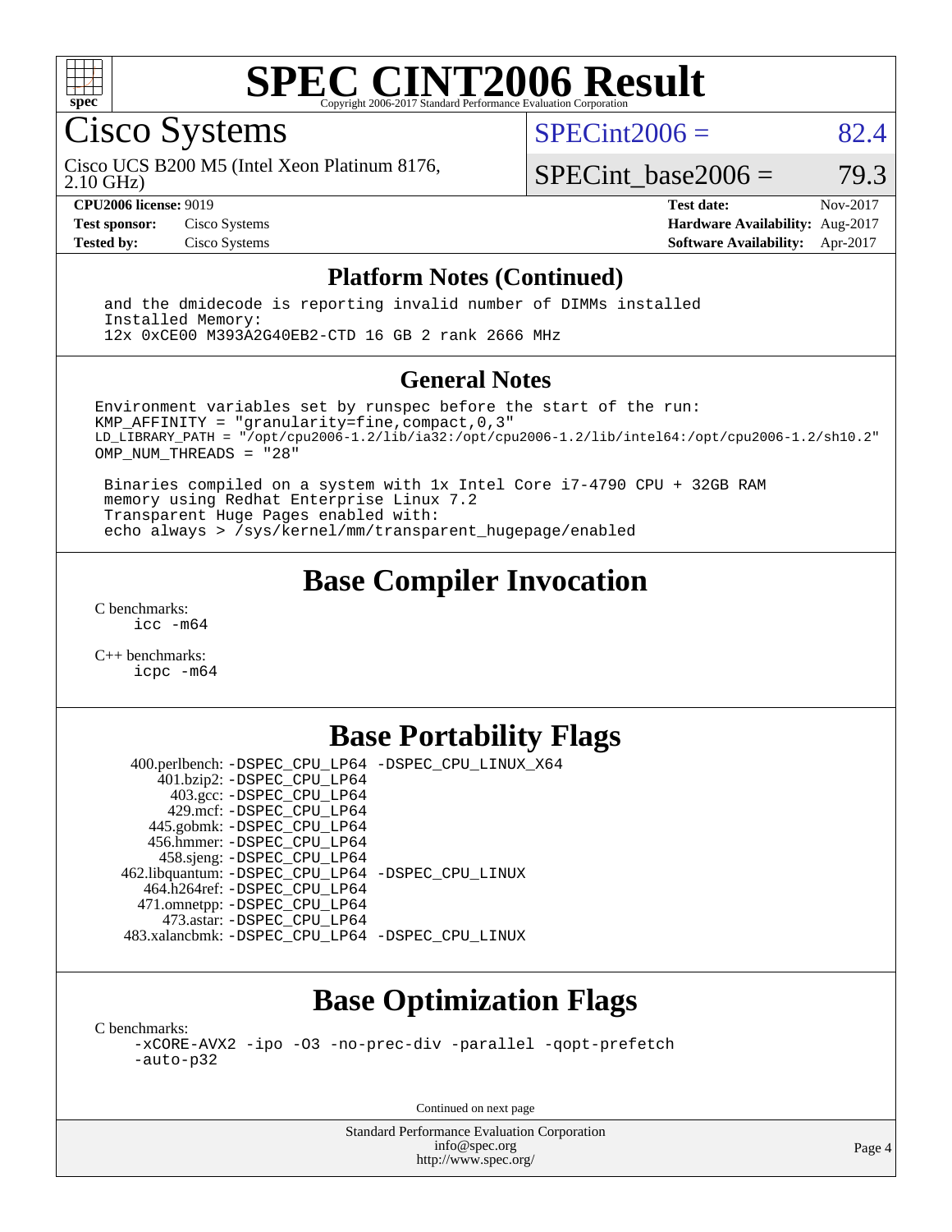# SPEC CINT2006 Result

Copyright 2006-2017 Standard Performance Evaluation Corporation

## Cisco Systems

Cisco UCS B200 M5 (Intel Xeon Platinum 8176, 2.10 GHz)

SPECint2006 = 82.4

SPECint_base2006 = 79.3

**CPU2006 license:** 9019
**Test sponsor:** Cisco Systems
**Tested by:** Cisco Systems

**Test date:** Nov-2017
**Hardware Availability:** Aug-2017
**Software Availability:** Apr-2017

### Platform Notes (Continued)

```
and the dmidecode is reporting invalid number of DIMMs installed
Installed Memory:
12x 0xCE00 M393A2G40EB2-CTD 16 GB 2 rank 2666 MHz
```

### General Notes

```
Environment variables set by runspec before the start of the run:
KMP_AFFINITY = "granularity=fine,compact,0,3"
LD_LIBRARY_PATH = "/opt/cpu2006-1.2/lib/ia32:/opt/cpu2006-1.2/lib/intel64:/opt/cpu2006-1.2/sh10.2"
OMP_NUM_THREADS = "28"

 Binaries compiled on a system with 1x Intel Core i7-4790 CPU + 32GB RAM
 memory using Redhat Enterprise Linux 7.2
 Transparent Huge Pages enabled with:
 echo always > /sys/kernel/mm/transparent_hugepage/enabled
```

## Base Compiler Invocation

C benchmarks:
```
icc -m64
```

C++ benchmarks:
```
icpc -m64
```

## Base Portability Flags

| | |
|---|---|
| 400.perlbench: | -DSPEC_CPU_LP64 -DSPEC_CPU_LINUX_X64 |
| 401.bzip2: | -DSPEC_CPU_LP64 |
| 403.gcc: | -DSPEC_CPU_LP64 |
| 429.mcf: | -DSPEC_CPU_LP64 |
| 445.gobmk: | -DSPEC_CPU_LP64 |
| 456.hmmer: | -DSPEC_CPU_LP64 |
| 458.sjeng: | -DSPEC_CPU_LP64 |
| 462.libquantum: | -DSPEC_CPU_LP64 -DSPEC_CPU_LINUX |
| 464.h264ref: | -DSPEC_CPU_LP64 |
| 471.omnetpp: | -DSPEC_CPU_LP64 |
| 473.astar: | -DSPEC_CPU_LP64 |
| 483.xalancbmk: | -DSPEC_CPU_LP64 -DSPEC_CPU_LINUX |

## Base Optimization Flags

C benchmarks:
```
-xCORE-AVX2 -ipo -O3 -no-prec-div -parallel -qopt-prefetch
-auto-p32
```

Continued on next page

Standard Performance Evaluation Corporation
info@spec.org
http://www.spec.org/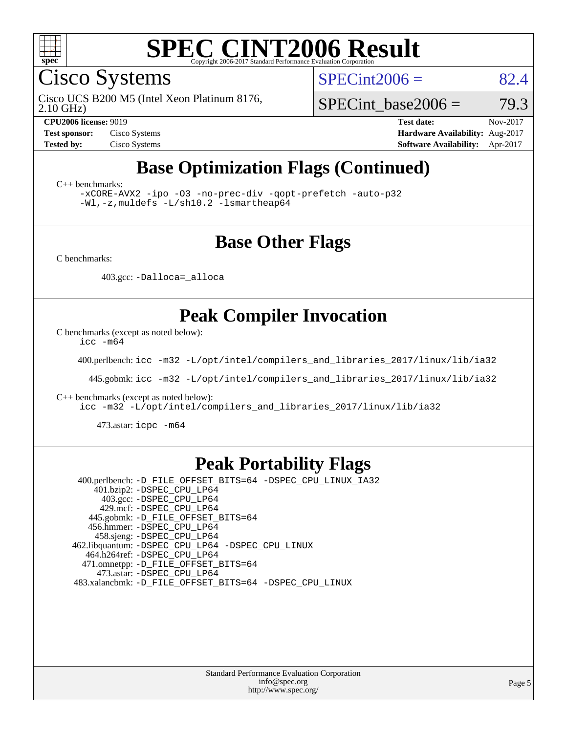# SPEC CINT2006 Result

Copyright 2006-2017 Standard Performance Evaluation Corporation

## Cisco Systems

Cisco UCS B200 M5 (Intel Xeon Platinum 8176, 2.10 GHz)

SPECint2006 = 82.4

SPECint_base2006 = 79.3

| | | | |
|---|---|---|---|
| **CPU2006 license:** 9019 | | **Test date:** | Nov-2017 |
| **Test sponsor:** | Cisco Systems | **Hardware Availability:** | Aug-2017 |
| **Tested by:** | Cisco Systems | **Software Availability:** | Apr-2017 |

## Base Optimization Flags (Continued)

C++ benchmarks:

```
-xCORE-AVX2 -ipo -O3 -no-prec-div -qopt-prefetch -auto-p32
-Wl,-z,muldefs -L/sh10.2 -lsmartheap64
```

## Base Other Flags

C benchmarks:

403.gcc: `-Dalloca=_alloca`

## Peak Compiler Invocation

C benchmarks (except as noted below):

```
icc -m64
```

400.perlbench: `icc -m32 -L/opt/intel/compilers_and_libraries_2017/linux/lib/ia32`

445.gobmk: `icc -m32 -L/opt/intel/compilers_and_libraries_2017/linux/lib/ia32`

C++ benchmarks (except as noted below):

```
icc -m32 -L/opt/intel/compilers_and_libraries_2017/linux/lib/ia32
```

473.astar: `icpc -m64`

## Peak Portability Flags

400.perlbench: `-D_FILE_OFFSET_BITS=64 -DSPEC_CPU_LINUX_IA32`
401.bzip2: `-DSPEC_CPU_LP64`
403.gcc: `-DSPEC_CPU_LP64`
429.mcf: `-DSPEC_CPU_LP64`
445.gobmk: `-D_FILE_OFFSET_BITS=64`
456.hmmer: `-DSPEC_CPU_LP64`
458.sjeng: `-DSPEC_CPU_LP64`
462.libquantum: `-DSPEC_CPU_LP64 -DSPEC_CPU_LINUX`
464.h264ref: `-DSPEC_CPU_LP64`
471.omnetpp: `-D_FILE_OFFSET_BITS=64`
473.astar: `-DSPEC_CPU_LP64`
483.xalancbmk: `-D_FILE_OFFSET_BITS=64 -DSPEC_CPU_LINUX`

Standard Performance Evaluation Corporation
info@spec.org
http://www.spec.org/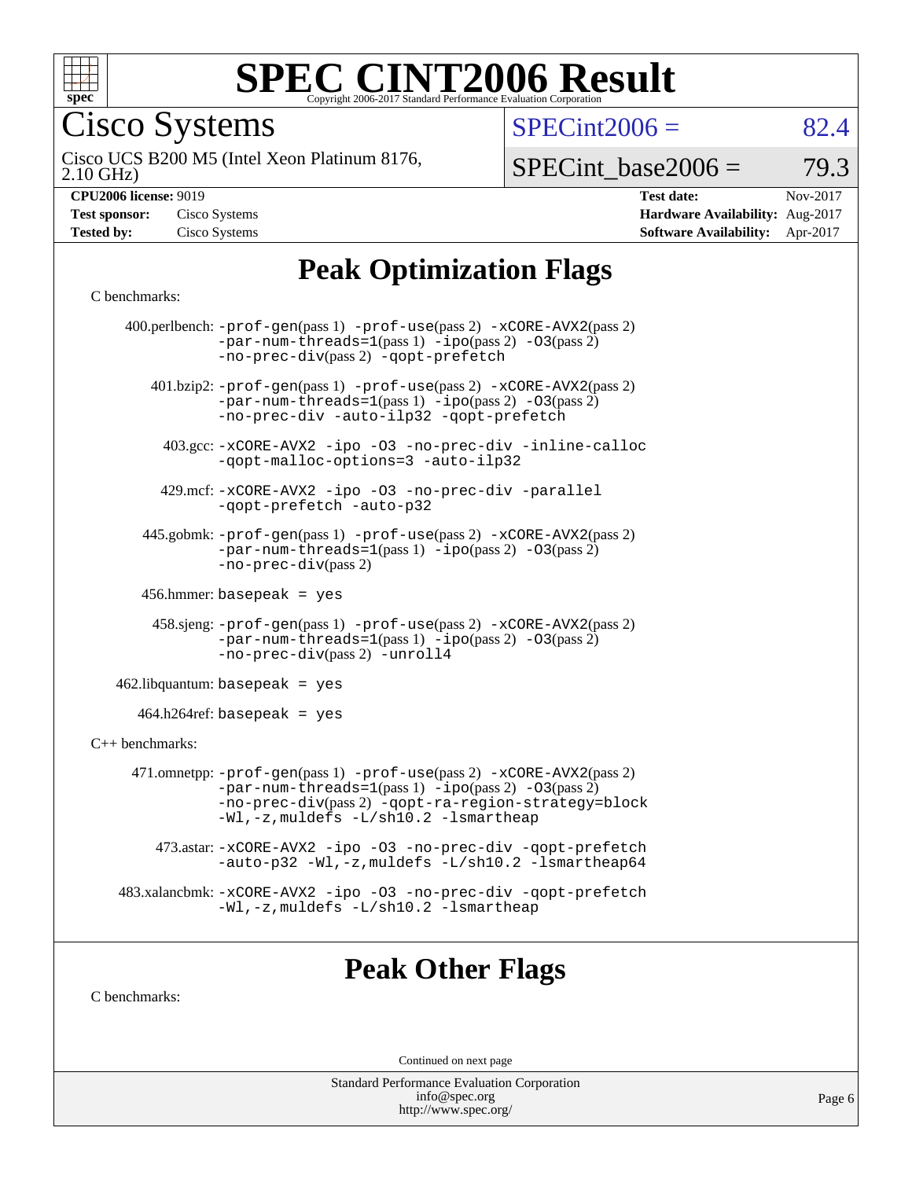# SPEC CINT2006 Result

Copyright 2006-2017 Standard Performance Evaluation Corporation

Cisco Systems

Cisco UCS B200 M5 (Intel Xeon Platinum 8176, 2.10 GHz)

SPECint2006 = 82.4

SPECint_base2006 = 79.3

**CPU2006 license:** 9019
**Test sponsor:** Cisco Systems
**Tested by:** Cisco Systems

**Test date:** Nov-2017
**Hardware Availability:** Aug-2017
**Software Availability:** Apr-2017

## Peak Optimization Flags

C benchmarks:

400.perlbench: -prof-gen(pass 1) -prof-use(pass 2) -xCORE-AVX2(pass 2) -par-num-threads=1(pass 1) -ipo(pass 2) -O3(pass 2) -no-prec-div(pass 2) -qopt-prefetch

401.bzip2: -prof-gen(pass 1) -prof-use(pass 2) -xCORE-AVX2(pass 2) -par-num-threads=1(pass 1) -ipo(pass 2) -O3(pass 2) -no-prec-div -auto-ilp32 -qopt-prefetch

403.gcc: -xCORE-AVX2 -ipo -O3 -no-prec-div -inline-calloc -qopt-malloc-options=3 -auto-ilp32

429.mcf: -xCORE-AVX2 -ipo -O3 -no-prec-div -parallel -qopt-prefetch -auto-p32

445.gobmk: -prof-gen(pass 1) -prof-use(pass 2) -xCORE-AVX2(pass 2) -par-num-threads=1(pass 1) -ipo(pass 2) -O3(pass 2) -no-prec-div(pass 2)

456.hmmer: basepeak = yes

458.sjeng: -prof-gen(pass 1) -prof-use(pass 2) -xCORE-AVX2(pass 2) -par-num-threads=1(pass 1) -ipo(pass 2) -O3(pass 2) -no-prec-div(pass 2) -unroll4

462.libquantum: basepeak = yes

464.h264ref: basepeak = yes

C++ benchmarks:

471.omnetpp: -prof-gen(pass 1) -prof-use(pass 2) -xCORE-AVX2(pass 2) -par-num-threads=1(pass 1) -ipo(pass 2) -O3(pass 2) -no-prec-div(pass 2) -qopt-ra-region-strategy=block -Wl,-z,muldefs -L/sh10.2 -lsmartheap

473.astar: -xCORE-AVX2 -ipo -O3 -no-prec-div -qopt-prefetch -auto-p32 -Wl,-z,muldefs -L/sh10.2 -lsmartheap64

483.xalancbmk: -xCORE-AVX2 -ipo -O3 -no-prec-div -qopt-prefetch -Wl,-z,muldefs -L/sh10.2 -lsmartheap

## Peak Other Flags

C benchmarks:

Continued on next page

Standard Performance Evaluation Corporation
info@spec.org
http://www.spec.org/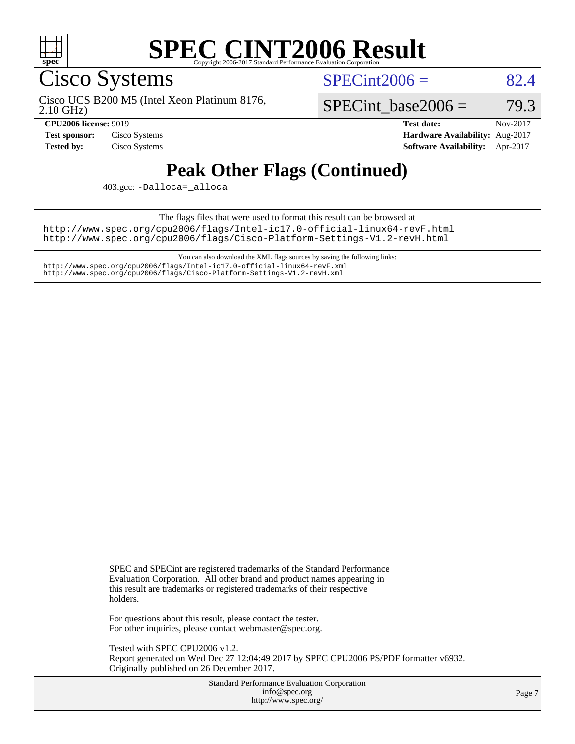# SPEC CINT2006 Result

Copyright 2006-2017 Standard Performance Evaluation Corporation

Cisco Systems

Cisco UCS B200 M5 (Intel Xeon Platinum 8176, 2.10 GHz)

SPECint2006 = 82.4

SPECint_base2006 = 79.3

**CPU2006 license:** 9019

**Test sponsor:** Cisco Systems

**Tested by:** Cisco Systems

**Test date:** Nov-2017

**Hardware Availability:** Aug-2017

**Software Availability:** Apr-2017

## Peak Other Flags (Continued)

403.gcc: -Dalloca=_alloca

The flags files that were used to format this result can be browsed at

http://www.spec.org/cpu2006/flags/Intel-ic17.0-official-linux64-revF.html
http://www.spec.org/cpu2006/flags/Cisco-Platform-Settings-V1.2-revH.html

You can also download the XML flags sources by saving the following links:

http://www.spec.org/cpu2006/flags/Intel-ic17.0-official-linux64-revF.xml
http://www.spec.org/cpu2006/flags/Cisco-Platform-Settings-V1.2-revH.xml

SPEC and SPECint are registered trademarks of the Standard Performance Evaluation Corporation. All other brand and product names appearing in this result are trademarks or registered trademarks of their respective holders.

For questions about this result, please contact the tester.
For other inquiries, please contact webmaster@spec.org.

Tested with SPEC CPU2006 v1.2.
Report generated on Wed Dec 27 12:04:49 2017 by SPEC CPU2006 PS/PDF formatter v6932.
Originally published on 26 December 2017.

Standard Performance Evaluation Corporation
info@spec.org
http://www.spec.org/